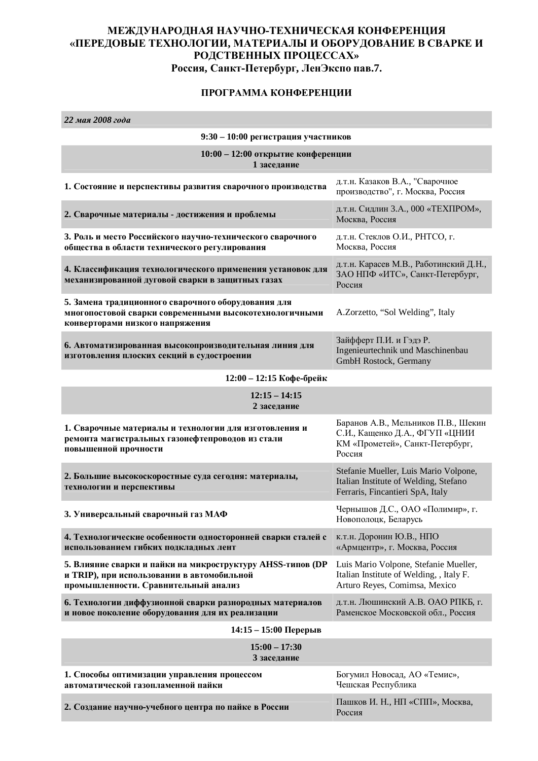# МЕЖДУНАРОДНАЯ НАУЧНО-ТЕХНИЧЕСКАЯ КОНФЕРЕНЦИЯ «ПЕРЕДОВЫЕ ТЕХНОЛОГИИ, МАТЕРИАЛЫ И ОБОРУДОВАНИЕ В СВАРКЕ И РОДСТВЕННЫХ ПРОЦЕССАХ»

**Россия, Санкт-Петербург, ЛенЭкспо пав.7.**

## ПРОГРАММА КОНФЕРЕНЦИИ

| *22 мая 2008 года* | |
|---|---|
| **9:30 – 10:00 регистрация участников** | |
| **10:00 – 12:00 открытие конференции**<br>**1 заседание** | |
| **1. Состояние и перспективы развития сварочного производства** | д.т.н. Казаков В.А., "Сварочное производство", г. Москва, Россия |
| **2. Сварочные материалы - достижения и проблемы** | д.т.н. Сидлин З.А., 000 «ТЕХПРОМ», Москва, Россия |
| **3. Роль и место Российского научно-технического сварочного общества в области технического регулирования** | д.т.н. Стеклов О.И., РНТСО, г. Москва, Россия |
| **4. Классификация технологического применения установок для механизированной дуговой сварки в защитных газах** | д.т.н. Карасев М.В., Работинский Д.Н., ЗАО НПФ «ИТС», Санкт-Петербург, Россия |
| **5. Замена традиционного сварочного оборудования для многопостовой сварки современными высокотехнологичными конверторами низкого напряжения** | A.Zorzetto, "Sol Welding", Italy |
| **6. Автоматизированная высокопроизводительная линия для изготовления плоских секций в судостроении** | Зайфферт П.И. и Гэдэ Р. Ingenieurtechnik und Maschinenbau GmbH Rostock, Germany |
| **12:00 – 12:15 Кофе-брейк** | |
| **12:15 – 14:15**<br>**2 заседание** | |
| **1. Сварочные материалы и технологии для изготовления и ремонта магистральных газонефтепроводов из стали повышенной прочности** | Баранов А.В., Мельников П.В., Шекин С.И., Кащенко Д.А., ФГУП «ЦНИИ КМ «Прометей», Санкт-Петербург, Россия |
| **2. Большие высокоскоростные суда сегодня: материалы, технологии и перспективы** | Stefanie Mueller, Luis Mario Volpone, Italian Institute of Welding, Stefano Ferraris, Fincantieri SpA, Italy |
| **3. Универсальный сварочный газ МАФ** | Чернышов Д.С., ОАО «Полимир», г. Новополоцк, Беларусь |
| **4. Технологические особенности односторонней сварки сталей с использованием гибких подкладных лент** | к.т.н. Доронин Ю.В., НПО «Армцентр», г. Москва, Россия |
| **5. Влияние сварки и пайки на микроструктуру AHSS-типов (DP и TRIP), при использовании в автомобильной промышленности. Сравнительный анализ** | Luis Mario Volpone, Stefanie Mueller, Italian Institute of Welding, , Italy F. Arturo Reyes, Comimsa, Mexico |
| **6. Технологии диффузионной сварки разнородных материалов и новое поколение оборудования для их реализации** | д.т.н. Люшинский А.В. ОАО РПКБ, г. Раменское Московской обл., Россия |
| **14:15 – 15:00 Перерыв** | |
| **15:00 – 17:30**<br>**3 заседание** | |
| **1. Способы оптимизации управления процессом автоматической газопламенной пайки** | Богумил Новосад, АО «Темис», Чешская Республика |
| **2. Создание научно-учебного центра по пайке в России** | Пашков И. Н., НП «СПП», Москва, Россия |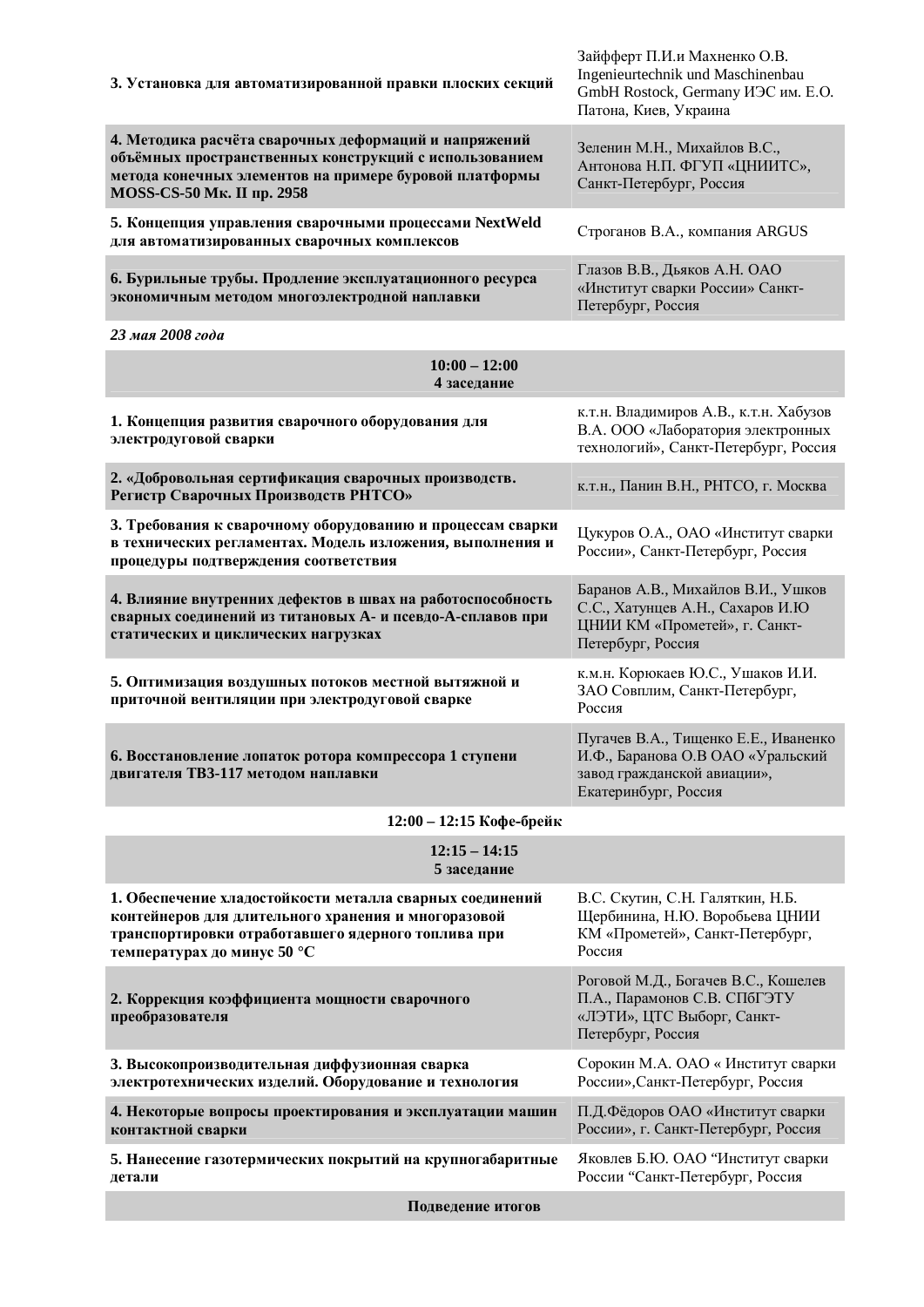| | |
|---|---|
| **3. Установка для автоматизированной правки плоских секций** | Зайфферт П.И.и Махненко О.В. Ingenieurtechnik und Maschinenbau GmbH Rostock, Germany ИЭС им. Е.О. Патона, Киев, Украина |
| **4. Методика расчёта сварочных деформаций и напряжений объёмных пространственных конструкций с использованием метода конечных элементов на примере буровой платформы MOSS-CS-50 Мк. II пр. 2958** | Зеленин М.Н., Михайлов В.С., Антонова Н.П. ФГУП «ЦНИИТС», Санкт-Петербург, Россия |
| **5. Концепция управления сварочными процессами NextWeld для автоматизированных сварочных комплексов** | Строганов В.А., компания ARGUS |
| **6. Бурильные трубы. Продление эксплуатационного ресурса экономичным методом многоэлектродной наплавки** | Глазов В.В., Дьяков А.Н. ОАО «Институт сварки России» Санкт-Петербург, Россия |

***23 мая 2008 года***

| **10:00 – 12:00**<br>**4 заседание** | |
|---|---|
| **1. Концепция развития сварочного оборудования для электродуговой сварки** | к.т.н. Владимиров А.В., к.т.н. Хабузов В.А. ООО «Лаборатория электронных технологий», Санкт-Петербург, Россия |
| **2. «Добровольная сертификация сварочных производств. Регистр Сварочных Производств РНТСО»** | к.т.н., Панин В.Н., РНТСО, г. Москва |
| **3. Требования к сварочному оборудованию и процессам сварки в технических регламентах. Модель изложения, выполнения и процедуры подтверждения соответствия** | Цукуров О.А., ОАО «Институт сварки России», Санкт-Петербург, Россия |
| **4. Влияние внутренних дефектов в швах на работоспособность сварных соединений из титановых А- и псевдо-А-сплавов при статических и циклических нагрузках** | Баранов А.В., Михайлов В.И., Ушков С.С., Хатунцев А.Н., Сахаров И.Ю ЦНИИ КМ «Прометей», г. Санкт-Петербург, Россия |
| **5. Оптимизация воздушных потоков местной вытяжной и приточной вентиляции при электродуговой сварке** | к.м.н. Корюкаев Ю.С., Ушаков И.И. ЗАО Совплим, Санкт-Петербург, Россия |
| **6. Восстановление лопаток ротора компрессора 1 ступени двигателя ТВ3-117 методом наплавки** | Пугачев В.А., Тищенко Е.Е., Иваненко И.Ф., Баранова О.В ОАО «Уральский завод гражданской авиации», Екатеринбург, Россия |

**12:00 – 12:15 Кофе-брейк**

| **12:15 – 14:15**<br>**5 заседание** | |
|---|---|
| **1. Обеспечение хладостойкости металла сварных соединений контейнеров для длительного хранения и многоразовой транспортировки отработавшего ядерного топлива при температурах до минус 50 °С** | В.С. Скутин, С.Н. Галяткин, Н.Б. Щербинина, Н.Ю. Воробьева ЦНИИ КМ «Прометей», Санкт-Петербург, Россия |
| **2. Коррекция коэффициента мощности сварочного преобразователя** | Роговой М.Д., Богачев В.С., Кошелев П.А., Парамонов С.В. СПбГЭТУ «ЛЭТИ», ЦТС Выборг, Санкт-Петербург, Россия |
| **3. Высокопроизводительная диффузионная сварка электротехнических изделий. Оборудование и технология** | Сорокин М.А. ОАО « Институт сварки России»,Санкт-Петербург, Россия |
| **4. Некоторые вопросы проектирования и эксплуатации машин контактной сварки** | П.Д.Фёдоров ОАО «Институт сварки России», г. Санкт-Петербург, Россия |
| **5. Нанесение газотермических покрытий на крупногабаритные детали** | Яковлев Б.Ю. ОАО “Институт сварки России “Санкт-Петербург, Россия |
| **Подведение итогов** | |